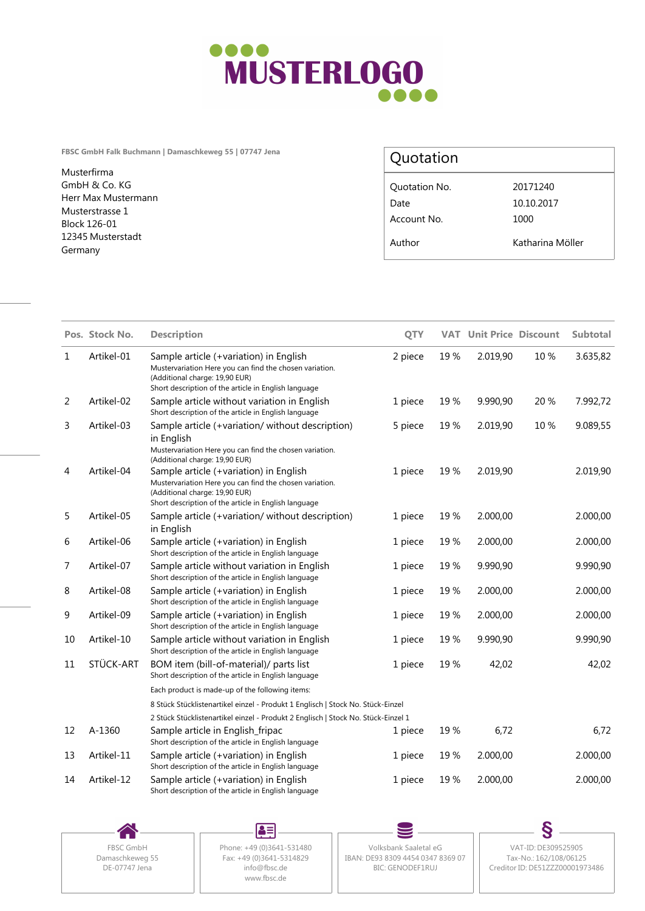MUSTERLOGO

FBSC GmbH Falk Buchmann | Damaschkeweg 55 | 07747 Jena

Musterfirma
GmbH & Co. KG
Herr Max Mustermann
Musterstrasse 1
Block 126-01
12345 Musterstadt
Germany

## Quotation

| | |
|---|---|
| Quotation No. | 20171240 |
| Date | 10.10.2017 |
| Account No. | 1000 |
| Author | Katharina Möller |

| Pos. | Stock No. | Description | QTY | VAT | Unit Price | Discount | Subtotal |
|---|---|---|---|---|---|---|---|
| 1 | Artikel-01 | Sample article (+variation) in English<br>Mustervariation Here you can find the chosen variation.<br>(Additional charge: 19,90 EUR)<br>Short description of the article in English language | 2 piece | 19 % | 2.019,90 | 10 % | 3.635,82 |
| 2 | Artikel-02 | Sample article without variation in English<br>Short description of the article in English language | 1 piece | 19 % | 9.990,90 | 20 % | 7.992,72 |
| 3 | Artikel-03 | Sample article (+variation/ without description) in English<br>Mustervariation Here you can find the chosen variation.<br>(Additional charge: 19,90 EUR) | 5 piece | 19 % | 2.019,90 | 10 % | 9.089,55 |
| 4 | Artikel-04 | Sample article (+variation) in English<br>Mustervariation Here you can find the chosen variation.<br>(Additional charge: 19,90 EUR)<br>Short description of the article in English language | 1 piece | 19 % | 2.019,90 | | 2.019,90 |
| 5 | Artikel-05 | Sample article (+variation/ without description) in English | 1 piece | 19 % | 2.000,00 | | 2.000,00 |
| 6 | Artikel-06 | Sample article (+variation) in English<br>Short description of the article in English language | 1 piece | 19 % | 2.000,00 | | 2.000,00 |
| 7 | Artikel-07 | Sample article without variation in English<br>Short description of the article in English language | 1 piece | 19 % | 9.990,90 | | 9.990,90 |
| 8 | Artikel-08 | Sample article (+variation) in English<br>Short description of the article in English language | 1 piece | 19 % | 2.000,00 | | 2.000,00 |
| 9 | Artikel-09 | Sample article (+variation) in English<br>Short description of the article in English language | 1 piece | 19 % | 2.000,00 | | 2.000,00 |
| 10 | Artikel-10 | Sample article without variation in English<br>Short description of the article in English language | 1 piece | 19 % | 9.990,90 | | 9.990,90 |
| 11 | STÜCK-ART | BOM item (bill-of-material)/ parts list<br>Short description of the article in English language<br>Each product is made-up of the following items:<br>8 Stück Stücklistenartikel einzel - Produkt 1 Englisch \| Stock No. Stück-Einzel<br>2 Stück Stücklistenartikel einzel - Produkt 2 Englisch \| Stock No. Stück-Einzel 1 | 1 piece | 19 % | 42,02 | | 42,02 |
| 12 | A-1360 | Sample article in English_fripac<br>Short description of the article in English language | 1 piece | 19 % | 6,72 | | 6,72 |
| 13 | Artikel-11 | Sample article (+variation) in English<br>Short description of the article in English language | 1 piece | 19 % | 2.000,00 | | 2.000,00 |
| 14 | Artikel-12 | Sample article (+variation) in English<br>Short description of the article in English language | 1 piece | 19 % | 2.000,00 | | 2.000,00 |

FBSC GmbH
Damaschkeweg 55
DE-07747 Jena

Phone: +49 (0)3641-531480
Fax: +49 (0)3641-5314829
info@fbsc.de
www.fbsc.de

Volksbank Saaletal eG
IBAN: DE93 8309 4454 0347 8369 07
BIC: GENODEF1RUJ

VAT-ID: DE309525905
Tax-No.: 162/108/06125
Creditor ID: DE51ZZZ00001973486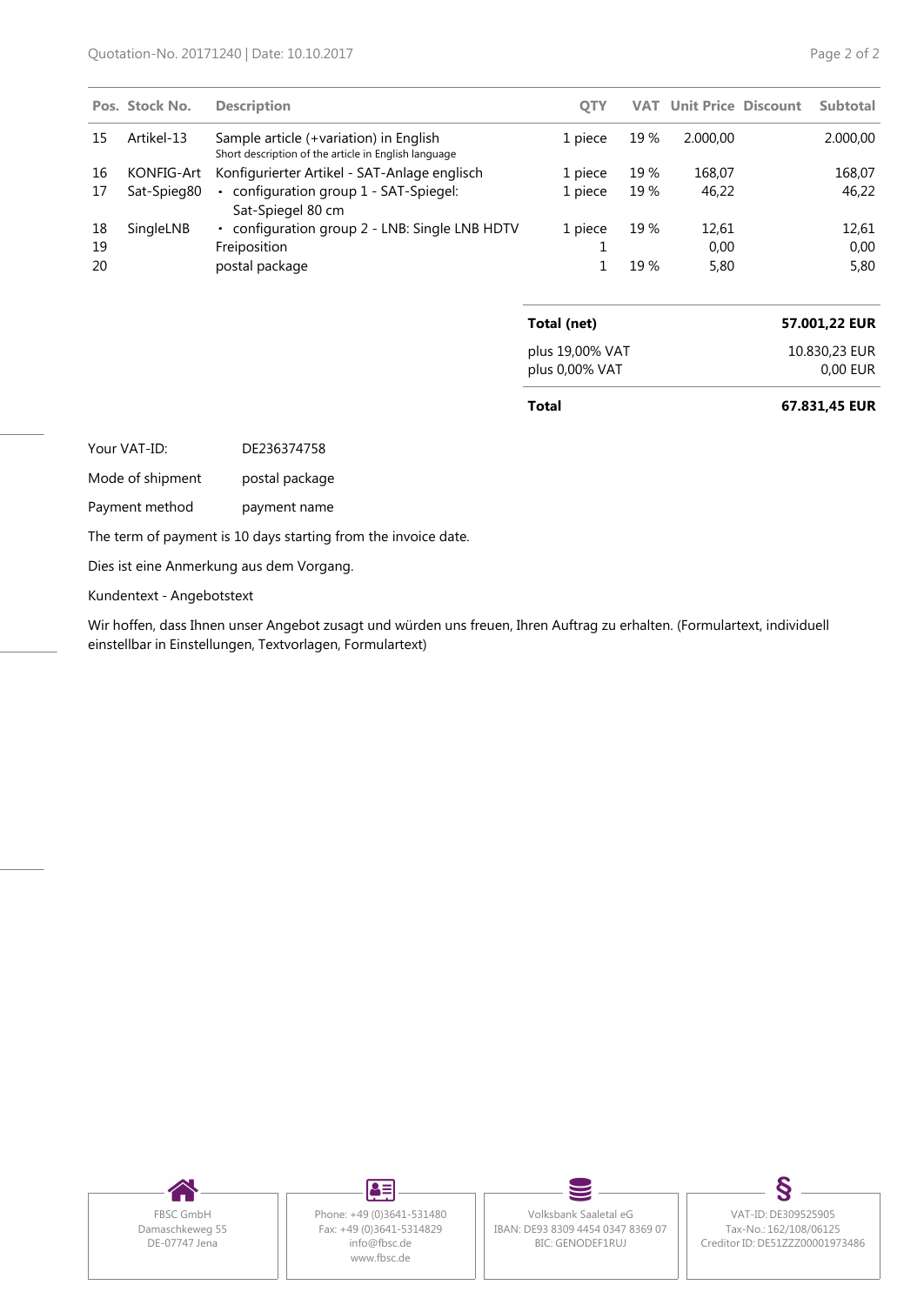| Pos. | Stock No. | Description | QTY | VAT | Unit Price | Discount | Subtotal |
|---|---|---|---|---|---|---|---|
| 15 | Artikel-13 | Sample article (+variation) in English<br>Short description of the article in English language | 1 piece | 19 % | 2.000,00 | | 2.000,00 |
| 16 | KONFIG-Art | Konfigurierter Artikel - SAT-Anlage englisch | 1 piece | 19 % | 168,07 | | 168,07 |
| 17 | Sat-Spieg80 | • configuration group 1 - SAT-Spiegel: Sat-Spiegel 80 cm | 1 piece | 19 % | 46,22 | | 46,22 |
| 18 | SingleLNB | • configuration group 2 - LNB: Single LNB HDTV | 1 piece | 19 % | 12,61 | | 12,61 |
| 19 | | Freiposition | 1 | | 0,00 | | 0,00 |
| 20 | | postal package | 1 | 19 % | 5,80 | | 5,80 |

| | |
|---|---|
| **Total (net)** | **57.001,22 EUR** |
| plus 19,00% VAT | 10.830,23 EUR |
| plus 0,00% VAT | 0,00 EUR |
| **Total** | **67.831,45 EUR** |

| | |
|---|---|
| Your VAT-ID: | DE236374758 |
| Mode of shipment | postal package |
| Payment method | payment name |

The term of payment is 10 days starting from the invoice date.

Dies ist eine Anmerkung aus dem Vorgang.

Kundentext - Angebotstext

Wir hoffen, dass Ihnen unser Angebot zusagt und würden uns freuen, Ihren Auftrag zu erhalten. (Formulartext, individuell einstellbar in Einstellungen, Textvorlagen, Formulartext)

FBSC GmbH
Damaschkeweg 55
DE-07747 Jena

Phone: +49 (0)3641-531480
Fax: +49 (0)3641-5314829
info@fbsc.de
www.fbsc.de

Volksbank Saaletal eG
IBAN: DE93 8309 4454 0347 8369 07
BIC: GENODEF1RUJ

VAT-ID: DE309525905
Tax-No.: 162/108/06125
Creditor ID: DE51ZZZ00001973486